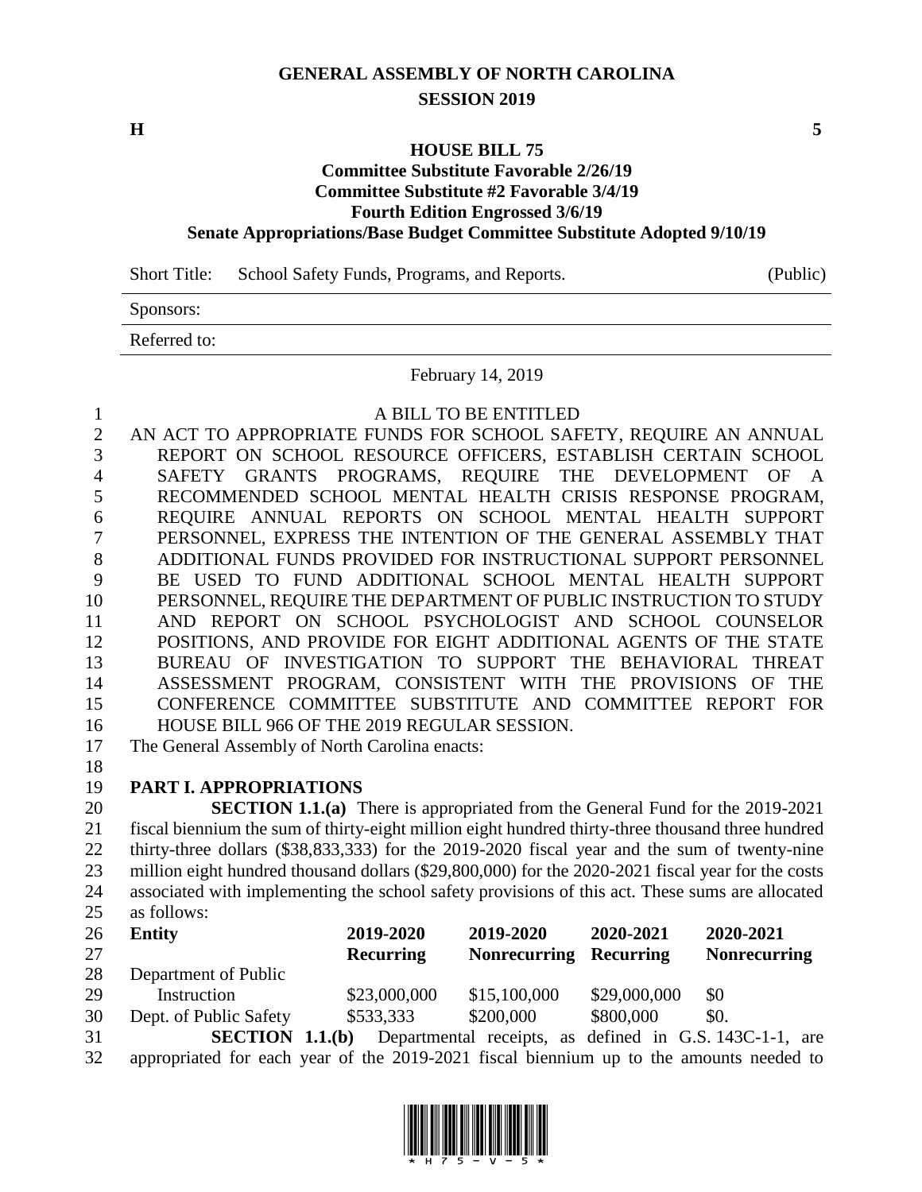# GENERAL ASSEMBLY OF NORTH CAROLINA
## SESSION 2019

**H** **5**

### HOUSE BILL 75
**Committee Substitute Favorable 2/26/19**
**Committee Substitute #2 Favorable 3/4/19**
**Fourth Edition Engrossed 3/6/19**
**Senate Appropriations/Base Budget Committee Substitute Adopted 9/10/19**

Short Title: School Safety Funds, Programs, and Reports. (Public)

Sponsors:

Referred to:

February 14, 2019

A BILL TO BE ENTITLED

AN ACT TO APPROPRIATE FUNDS FOR SCHOOL SAFETY, REQUIRE AN ANNUAL REPORT ON SCHOOL RESOURCE OFFICERS, ESTABLISH CERTAIN SCHOOL SAFETY GRANTS PROGRAMS, REQUIRE THE DEVELOPMENT OF A RECOMMENDED SCHOOL MENTAL HEALTH CRISIS RESPONSE PROGRAM, REQUIRE ANNUAL REPORTS ON SCHOOL MENTAL HEALTH SUPPORT PERSONNEL, EXPRESS THE INTENTION OF THE GENERAL ASSEMBLY THAT ADDITIONAL FUNDS PROVIDED FOR INSTRUCTIONAL SUPPORT PERSONNEL BE USED TO FUND ADDITIONAL SCHOOL MENTAL HEALTH SUPPORT PERSONNEL, REQUIRE THE DEPARTMENT OF PUBLIC INSTRUCTION TO STUDY AND REPORT ON SCHOOL PSYCHOLOGIST AND SCHOOL COUNSELOR POSITIONS, AND PROVIDE FOR EIGHT ADDITIONAL AGENTS OF THE STATE BUREAU OF INVESTIGATION TO SUPPORT THE BEHAVIORAL THREAT ASSESSMENT PROGRAM, CONSISTENT WITH THE PROVISIONS OF THE CONFERENCE COMMITTEE SUBSTITUTE AND COMMITTEE REPORT FOR HOUSE BILL 966 OF THE 2019 REGULAR SESSION.

The General Assembly of North Carolina enacts:

**PART I. APPROPRIATIONS**

**SECTION 1.1.(a)** There is appropriated from the General Fund for the 2019-2021 fiscal biennium the sum of thirty-eight million eight hundred thirty-three thousand three hundred thirty-three dollars ($38,833,333) for the 2019-2020 fiscal year and the sum of twenty-nine million eight hundred thousand dollars ($29,800,000) for the 2020-2021 fiscal year for the costs associated with implementing the school safety provisions of this act. These sums are allocated as follows:

| Entity | 2019-2020 Recurring | 2019-2020 Nonrecurring | 2020-2021 Recurring | 2020-2021 Nonrecurring |
|---|---|---|---|---|
| Department of Public Instruction | $23,000,000 | $15,100,000 | $29,000,000 | $0 |
| Dept. of Public Safety | $533,333 | $200,000 | $800,000 | $0. |

**SECTION 1.1.(b)** Departmental receipts, as defined in G.S. 143C-1-1, are appropriated for each year of the 2019-2021 fiscal biennium up to the amounts needed to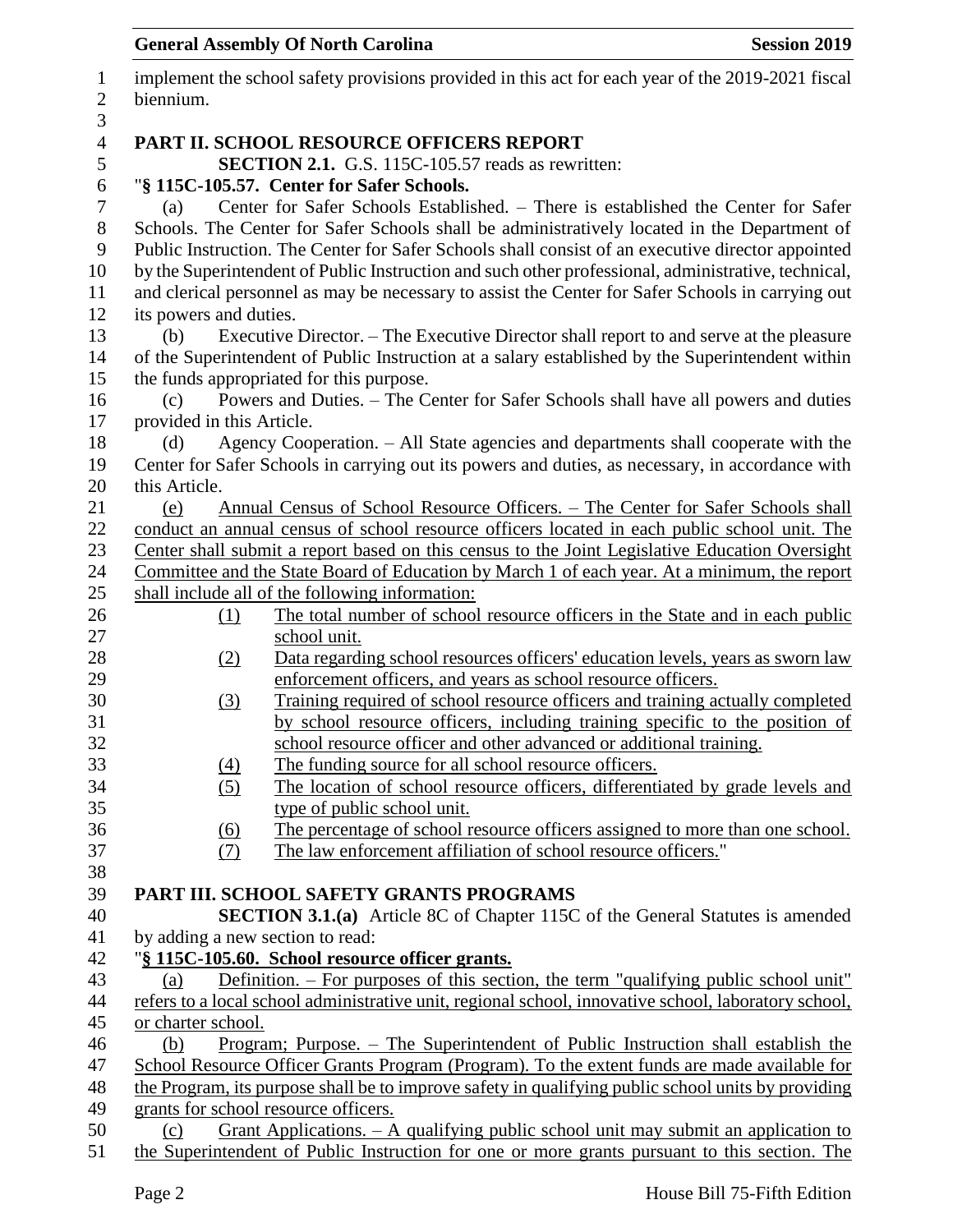implement the school safety provisions provided in this act for each year of the 2019-2021 fiscal biennium.

## PART II. SCHOOL RESOURCE OFFICERS REPORT

**SECTION 2.1.** G.S. 115C-105.57 reads as rewritten:

"**§ 115C-105.57. Center for Safer Schools.**

(a) Center for Safer Schools Established. – There is established the Center for Safer Schools. The Center for Safer Schools shall be administratively located in the Department of Public Instruction. The Center for Safer Schools shall consist of an executive director appointed by the Superintendent of Public Instruction and such other professional, administrative, technical, and clerical personnel as may be necessary to assist the Center for Safer Schools in carrying out its powers and duties.

(b) Executive Director. – The Executive Director shall report to and serve at the pleasure of the Superintendent of Public Instruction at a salary established by the Superintendent within the funds appropriated for this purpose.

(c) Powers and Duties. – The Center for Safer Schools shall have all powers and duties provided in this Article.

(d) Agency Cooperation. – All State agencies and departments shall cooperate with the Center for Safer Schools in carrying out its powers and duties, as necessary, in accordance with this Article.

(e) Annual Census of School Resource Officers. – The Center for Safer Schools shall conduct an annual census of school resource officers located in each public school unit. The Center shall submit a report based on this census to the Joint Legislative Education Oversight Committee and the State Board of Education by March 1 of each year. At a minimum, the report shall include all of the following information:

(1) The total number of school resource officers in the State and in each public school unit.

(2) Data regarding school resources officers' education levels, years as sworn law enforcement officers, and years as school resource officers.

(3) Training required of school resource officers and training actually completed by school resource officers, including training specific to the position of school resource officer and other advanced or additional training.

(4) The funding source for all school resource officers.

(5) The location of school resource officers, differentiated by grade levels and type of public school unit.

(6) The percentage of school resource officers assigned to more than one school.

(7) The law enforcement affiliation of school resource officers."

## PART III. SCHOOL SAFETY GRANTS PROGRAMS

**SECTION 3.1.(a)** Article 8C of Chapter 115C of the General Statutes is amended by adding a new section to read:

"**§ 115C-105.60. School resource officer grants.**

(a) Definition. – For purposes of this section, the term "qualifying public school unit" refers to a local school administrative unit, regional school, innovative school, laboratory school, or charter school.

(b) Program; Purpose. – The Superintendent of Public Instruction shall establish the School Resource Officer Grants Program (Program). To the extent funds are made available for the Program, its purpose shall be to improve safety in qualifying public school units by providing grants for school resource officers.

(c) Grant Applications. – A qualifying public school unit may submit an application to the Superintendent of Public Instruction for one or more grants pursuant to this section. The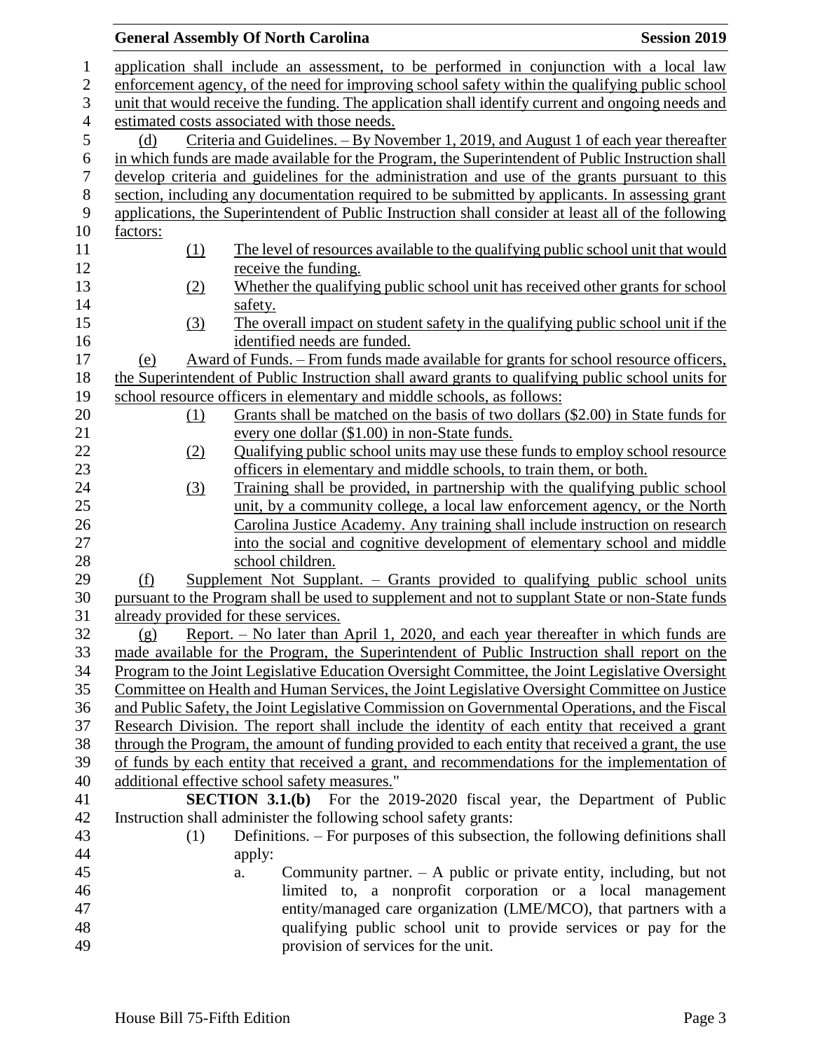application shall include an assessment, to be performed in conjunction with a local law enforcement agency, of the need for improving school safety within the qualifying public school unit that would receive the funding. The application shall identify current and ongoing needs and estimated costs associated with those needs.

(d) Criteria and Guidelines. – By November 1, 2019, and August 1 of each year thereafter in which funds are made available for the Program, the Superintendent of Public Instruction shall develop criteria and guidelines for the administration and use of the grants pursuant to this section, including any documentation required to be submitted by applicants. In assessing grant applications, the Superintendent of Public Instruction shall consider at least all of the following factors:

(1) The level of resources available to the qualifying public school unit that would receive the funding.

(2) Whether the qualifying public school unit has received other grants for school safety.

(3) The overall impact on student safety in the qualifying public school unit if the identified needs are funded.

(e) Award of Funds. – From funds made available for grants for school resource officers, the Superintendent of Public Instruction shall award grants to qualifying public school units for school resource officers in elementary and middle schools, as follows:

(1) Grants shall be matched on the basis of two dollars ($2.00) in State funds for every one dollar ($1.00) in non-State funds.

(2) Qualifying public school units may use these funds to employ school resource officers in elementary and middle schools, to train them, or both.

(3) Training shall be provided, in partnership with the qualifying public school unit, by a community college, a local law enforcement agency, or the North Carolina Justice Academy. Any training shall include instruction on research into the social and cognitive development of elementary school and middle school children.

(f) Supplement Not Supplant. – Grants provided to qualifying public school units pursuant to the Program shall be used to supplement and not to supplant State or non-State funds already provided for these services.

(g) Report. – No later than April 1, 2020, and each year thereafter in which funds are made available for the Program, the Superintendent of Public Instruction shall report on the Program to the Joint Legislative Education Oversight Committee, the Joint Legislative Oversight Committee on Health and Human Services, the Joint Legislative Oversight Committee on Justice and Public Safety, the Joint Legislative Commission on Governmental Operations, and the Fiscal Research Division. The report shall include the identity of each entity that received a grant through the Program, the amount of funding provided to each entity that received a grant, the use of funds by each entity that received a grant, and recommendations for the implementation of additional effective school safety measures."

**SECTION 3.1.(b)** For the 2019-2020 fiscal year, the Department of Public Instruction shall administer the following school safety grants:

(1) Definitions. – For purposes of this subsection, the following definitions shall apply:

a. Community partner. – A public or private entity, including, but not limited to, a nonprofit corporation or a local management entity/managed care organization (LME/MCO), that partners with a qualifying public school unit to provide services or pay for the provision of services for the unit.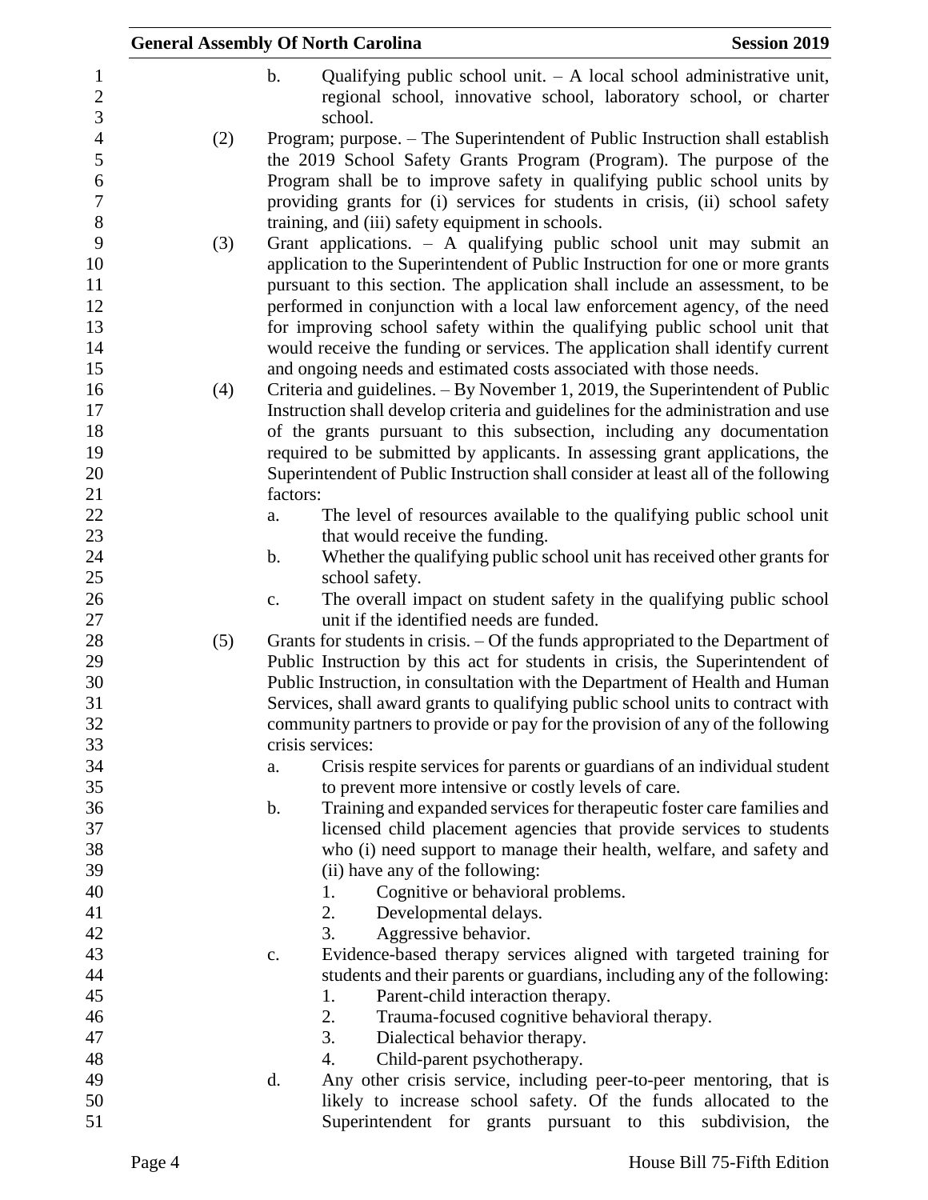b. Qualifying public school unit. – A local school administrative unit, regional school, innovative school, laboratory school, or charter school.

(2) Program; purpose. – The Superintendent of Public Instruction shall establish the 2019 School Safety Grants Program (Program). The purpose of the Program shall be to improve safety in qualifying public school units by providing grants for (i) services for students in crisis, (ii) school safety training, and (iii) safety equipment in schools.

(3) Grant applications. – A qualifying public school unit may submit an application to the Superintendent of Public Instruction for one or more grants pursuant to this section. The application shall include an assessment, to be performed in conjunction with a local law enforcement agency, of the need for improving school safety within the qualifying public school unit that would receive the funding or services. The application shall identify current and ongoing needs and estimated costs associated with those needs.

(4) Criteria and guidelines. – By November 1, 2019, the Superintendent of Public Instruction shall develop criteria and guidelines for the administration and use of the grants pursuant to this subsection, including any documentation required to be submitted by applicants. In assessing grant applications, the Superintendent of Public Instruction shall consider at least all of the following factors:

a. The level of resources available to the qualifying public school unit that would receive the funding.

b. Whether the qualifying public school unit has received other grants for school safety.

c. The overall impact on student safety in the qualifying public school unit if the identified needs are funded.

(5) Grants for students in crisis. – Of the funds appropriated to the Department of Public Instruction by this act for students in crisis, the Superintendent of Public Instruction, in consultation with the Department of Health and Human Services, shall award grants to qualifying public school units to contract with community partners to provide or pay for the provision of any of the following crisis services:

a. Crisis respite services for parents or guardians of an individual student to prevent more intensive or costly levels of care.

b. Training and expanded services for therapeutic foster care families and licensed child placement agencies that provide services to students who (i) need support to manage their health, welfare, and safety and (ii) have any of the following:

1. Cognitive or behavioral problems.
2. Developmental delays.
3. Aggressive behavior.

c. Evidence-based therapy services aligned with targeted training for students and their parents or guardians, including any of the following:

1. Parent-child interaction therapy.
2. Trauma-focused cognitive behavioral therapy.
3. Dialectical behavior therapy.
4. Child-parent psychotherapy.

d. Any other crisis service, including peer-to-peer mentoring, that is likely to increase school safety. Of the funds allocated to the Superintendent for grants pursuant to this subdivision, the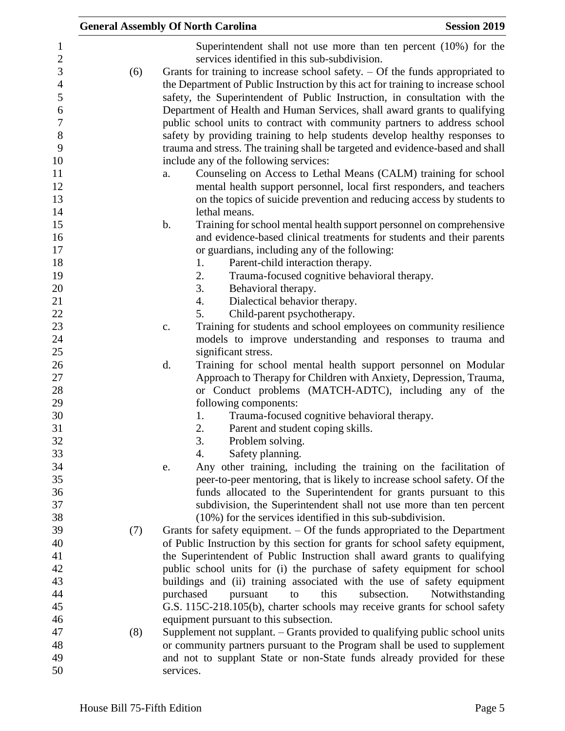Superintendent shall not use more than ten percent (10%) for the services identified in this sub-subdivision.

(6) Grants for training to increase school safety. – Of the funds appropriated to the Department of Public Instruction by this act for training to increase school safety, the Superintendent of Public Instruction, in consultation with the Department of Health and Human Services, shall award grants to qualifying public school units to contract with community partners to address school safety by providing training to help students develop healthy responses to trauma and stress. The training shall be targeted and evidence-based and shall include any of the following services:

a. Counseling on Access to Lethal Means (CALM) training for school mental health support personnel, local first responders, and teachers on the topics of suicide prevention and reducing access by students to lethal means.

b. Training for school mental health support personnel on comprehensive and evidence-based clinical treatments for students and their parents or guardians, including any of the following:
   1. Parent-child interaction therapy.
   2. Trauma-focused cognitive behavioral therapy.
   3. Behavioral therapy.
   4. Dialectical behavior therapy.
   5. Child-parent psychotherapy.

c. Training for students and school employees on community resilience models to improve understanding and responses to trauma and significant stress.

d. Training for school mental health support personnel on Modular Approach to Therapy for Children with Anxiety, Depression, Trauma, or Conduct problems (MATCH-ADTC), including any of the following components:
   1. Trauma-focused cognitive behavioral therapy.
   2. Parent and student coping skills.
   3. Problem solving.
   4. Safety planning.

e. Any other training, including the training on the facilitation of peer-to-peer mentoring, that is likely to increase school safety. Of the funds allocated to the Superintendent for grants pursuant to this subdivision, the Superintendent shall not use more than ten percent (10%) for the services identified in this sub-subdivision.

(7) Grants for safety equipment. – Of the funds appropriated to the Department of Public Instruction by this section for grants for school safety equipment, the Superintendent of Public Instruction shall award grants to qualifying public school units for (i) the purchase of safety equipment for school buildings and (ii) training associated with the use of safety equipment purchased pursuant to this subsection. Notwithstanding G.S. 115C-218.105(b), charter schools may receive grants for school safety equipment pursuant to this subsection.

(8) Supplement not supplant. – Grants provided to qualifying public school units or community partners pursuant to the Program shall be used to supplement and not to supplant State or non-State funds already provided for these services.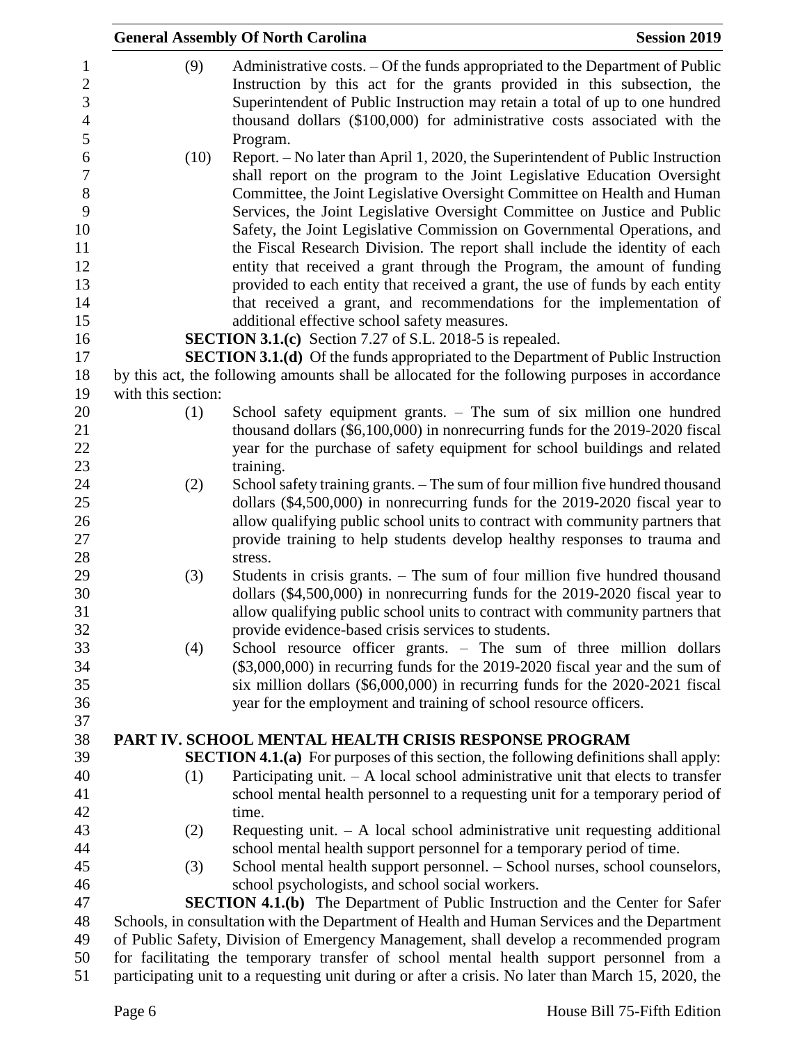(9) Administrative costs. – Of the funds appropriated to the Department of Public Instruction by this act for the grants provided in this subsection, the Superintendent of Public Instruction may retain a total of up to one hundred thousand dollars ($100,000) for administrative costs associated with the Program.

(10) Report. – No later than April 1, 2020, the Superintendent of Public Instruction shall report on the program to the Joint Legislative Education Oversight Committee, the Joint Legislative Oversight Committee on Health and Human Services, the Joint Legislative Oversight Committee on Justice and Public Safety, the Joint Legislative Commission on Governmental Operations, and the Fiscal Research Division. The report shall include the identity of each entity that received a grant through the Program, the amount of funding provided to each entity that received a grant, the use of funds by each entity that received a grant, and recommendations for the implementation of additional effective school safety measures.

**SECTION 3.1.(c)** Section 7.27 of S.L. 2018-5 is repealed.

**SECTION 3.1.(d)** Of the funds appropriated to the Department of Public Instruction by this act, the following amounts shall be allocated for the following purposes in accordance with this section:

(1) School safety equipment grants. – The sum of six million one hundred thousand dollars ($6,100,000) in nonrecurring funds for the 2019-2020 fiscal year for the purchase of safety equipment for school buildings and related training.

(2) School safety training grants. – The sum of four million five hundred thousand dollars ($4,500,000) in nonrecurring funds for the 2019-2020 fiscal year to allow qualifying public school units to contract with community partners that provide training to help students develop healthy responses to trauma and stress.

(3) Students in crisis grants. – The sum of four million five hundred thousand dollars ($4,500,000) in nonrecurring funds for the 2019-2020 fiscal year to allow qualifying public school units to contract with community partners that provide evidence-based crisis services to students.

(4) School resource officer grants. – The sum of three million dollars ($3,000,000) in recurring funds for the 2019-2020 fiscal year and the sum of six million dollars ($6,000,000) in recurring funds for the 2020-2021 fiscal year for the employment and training of school resource officers.

## PART IV. SCHOOL MENTAL HEALTH CRISIS RESPONSE PROGRAM

**SECTION 4.1.(a)** For purposes of this section, the following definitions shall apply:

(1) Participating unit. – A local school administrative unit that elects to transfer school mental health personnel to a requesting unit for a temporary period of time.

(2) Requesting unit. – A local school administrative unit requesting additional school mental health support personnel for a temporary period of time.

(3) School mental health support personnel. – School nurses, school counselors, school psychologists, and school social workers.

**SECTION 4.1.(b)** The Department of Public Instruction and the Center for Safer Schools, in consultation with the Department of Health and Human Services and the Department of Public Safety, Division of Emergency Management, shall develop a recommended program for facilitating the temporary transfer of school mental health support personnel from a participating unit to a requesting unit during or after a crisis. No later than March 15, 2020, the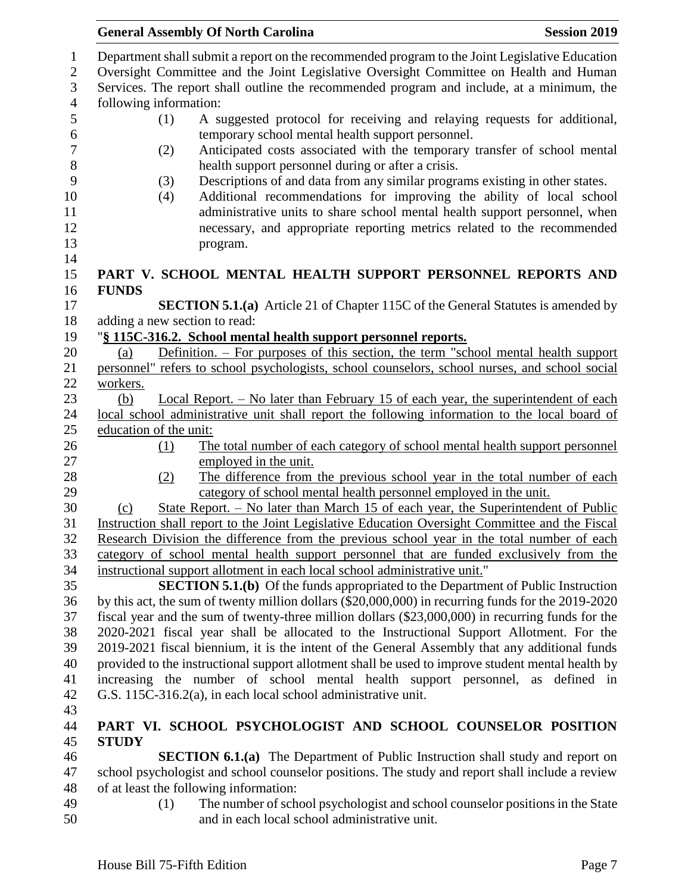Department shall submit a report on the recommended program to the Joint Legislative Education Oversight Committee and the Joint Legislative Oversight Committee on Health and Human Services. The report shall outline the recommended program and include, at a minimum, the following information:

(1) A suggested protocol for receiving and relaying requests for additional, temporary school mental health support personnel.
(2) Anticipated costs associated with the temporary transfer of school mental health support personnel during or after a crisis.
(3) Descriptions of and data from any similar programs existing in other states.
(4) Additional recommendations for improving the ability of local school administrative units to share school mental health support personnel, when necessary, and appropriate reporting metrics related to the recommended program.

## PART V. SCHOOL MENTAL HEALTH SUPPORT PERSONNEL REPORTS AND FUNDS

**SECTION 5.1.(a)** Article 21 of Chapter 115C of the General Statutes is amended by adding a new section to read:

"**§ 115C-316.2. School mental health support personnel reports.**

(a) Definition. – For purposes of this section, the term "school mental health support personnel" refers to school psychologists, school counselors, school nurses, and school social workers.

(b) Local Report. – No later than February 15 of each year, the superintendent of each local school administrative unit shall report the following information to the local board of education of the unit:

(1) The total number of each category of school mental health support personnel employed in the unit.
(2) The difference from the previous school year in the total number of each category of school mental health personnel employed in the unit.

(c) State Report. – No later than March 15 of each year, the Superintendent of Public Instruction shall report to the Joint Legislative Education Oversight Committee and the Fiscal Research Division the difference from the previous school year in the total number of each category of school mental health support personnel that are funded exclusively from the instructional support allotment in each local school administrative unit."

**SECTION 5.1.(b)** Of the funds appropriated to the Department of Public Instruction by this act, the sum of twenty million dollars ($20,000,000) in recurring funds for the 2019-2020 fiscal year and the sum of twenty-three million dollars ($23,000,000) in recurring funds for the 2020-2021 fiscal year shall be allocated to the Instructional Support Allotment. For the 2019-2021 fiscal biennium, it is the intent of the General Assembly that any additional funds provided to the instructional support allotment shall be used to improve student mental health by increasing the number of school mental health support personnel, as defined in G.S. 115C-316.2(a), in each local school administrative unit.

## PART VI. SCHOOL PSYCHOLOGIST AND SCHOOL COUNSELOR POSITION STUDY

**SECTION 6.1.(a)** The Department of Public Instruction shall study and report on school psychologist and school counselor positions. The study and report shall include a review of at least the following information:

(1) The number of school psychologist and school counselor positions in the State and in each local school administrative unit.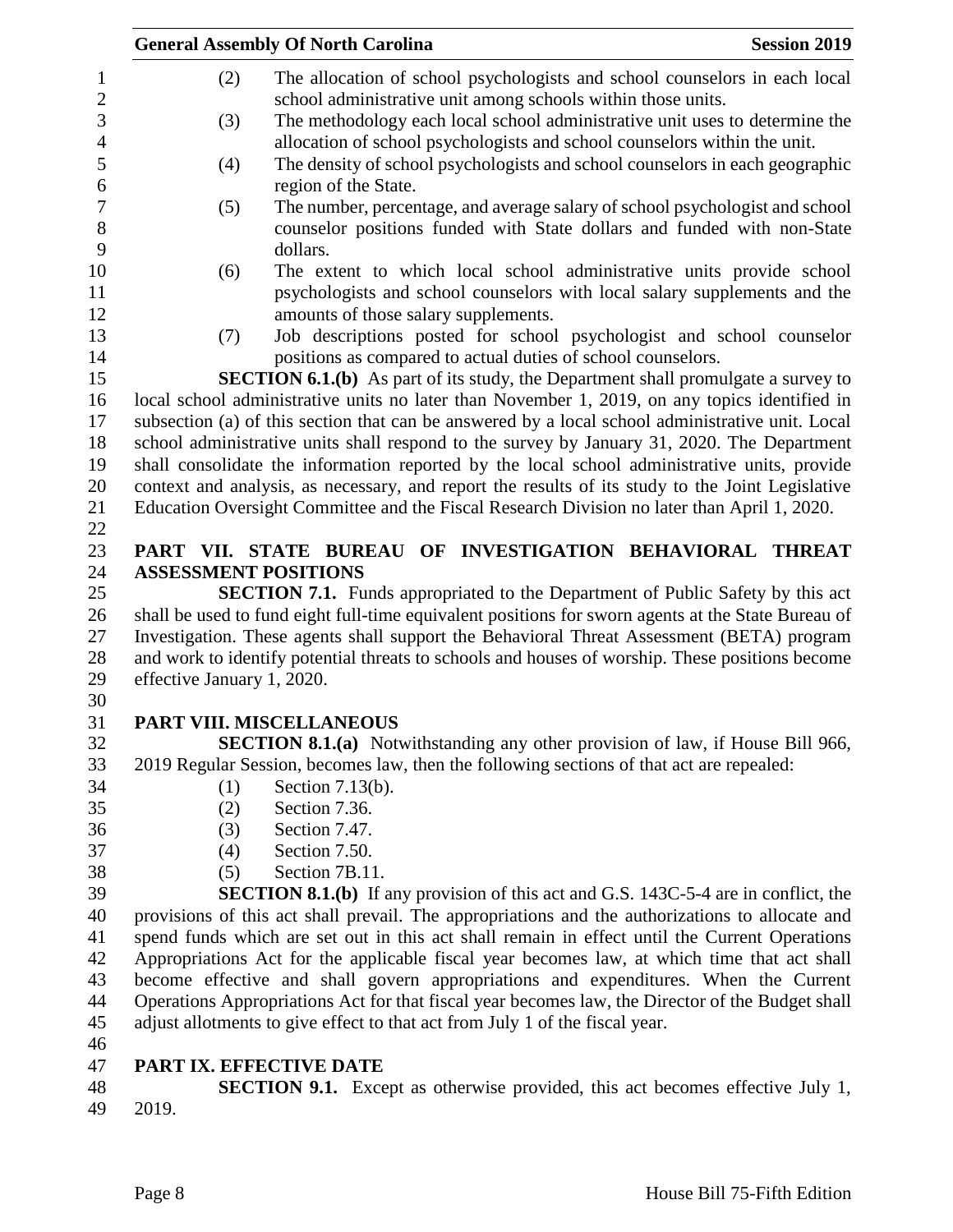(2) The allocation of school psychologists and school counselors in each local school administrative unit among schools within those units.

(3) The methodology each local school administrative unit uses to determine the allocation of school psychologists and school counselors within the unit.

(4) The density of school psychologists and school counselors in each geographic region of the State.

(5) The number, percentage, and average salary of school psychologist and school counselor positions funded with State dollars and funded with non-State dollars.

(6) The extent to which local school administrative units provide school psychologists and school counselors with local salary supplements and the amounts of those salary supplements.

(7) Job descriptions posted for school psychologist and school counselor positions as compared to actual duties of school counselors.

**SECTION 6.1.(b)** As part of its study, the Department shall promulgate a survey to local school administrative units no later than November 1, 2019, on any topics identified in subsection (a) of this section that can be answered by a local school administrative unit. Local school administrative units shall respond to the survey by January 31, 2020. The Department shall consolidate the information reported by the local school administrative units, provide context and analysis, as necessary, and report the results of its study to the Joint Legislative Education Oversight Committee and the Fiscal Research Division no later than April 1, 2020.

## PART VII. STATE BUREAU OF INVESTIGATION BEHAVIORAL THREAT ASSESSMENT POSITIONS

**SECTION 7.1.** Funds appropriated to the Department of Public Safety by this act shall be used to fund eight full-time equivalent positions for sworn agents at the State Bureau of Investigation. These agents shall support the Behavioral Threat Assessment (BETA) program and work to identify potential threats to schools and houses of worship. These positions become effective January 1, 2020.

## PART VIII. MISCELLANEOUS

**SECTION 8.1.(a)** Notwithstanding any other provision of law, if House Bill 966, 2019 Regular Session, becomes law, then the following sections of that act are repealed:

(1) Section 7.13(b).

(2) Section 7.36.

(3) Section 7.47.

(4) Section 7.50.

(5) Section 7B.11.

**SECTION 8.1.(b)** If any provision of this act and G.S. 143C-5-4 are in conflict, the provisions of this act shall prevail. The appropriations and the authorizations to allocate and spend funds which are set out in this act shall remain in effect until the Current Operations Appropriations Act for the applicable fiscal year becomes law, at which time that act shall become effective and shall govern appropriations and expenditures. When the Current Operations Appropriations Act for that fiscal year becomes law, the Director of the Budget shall adjust allotments to give effect to that act from July 1 of the fiscal year.

## PART IX. EFFECTIVE DATE

**SECTION 9.1.** Except as otherwise provided, this act becomes effective July 1, 2019.